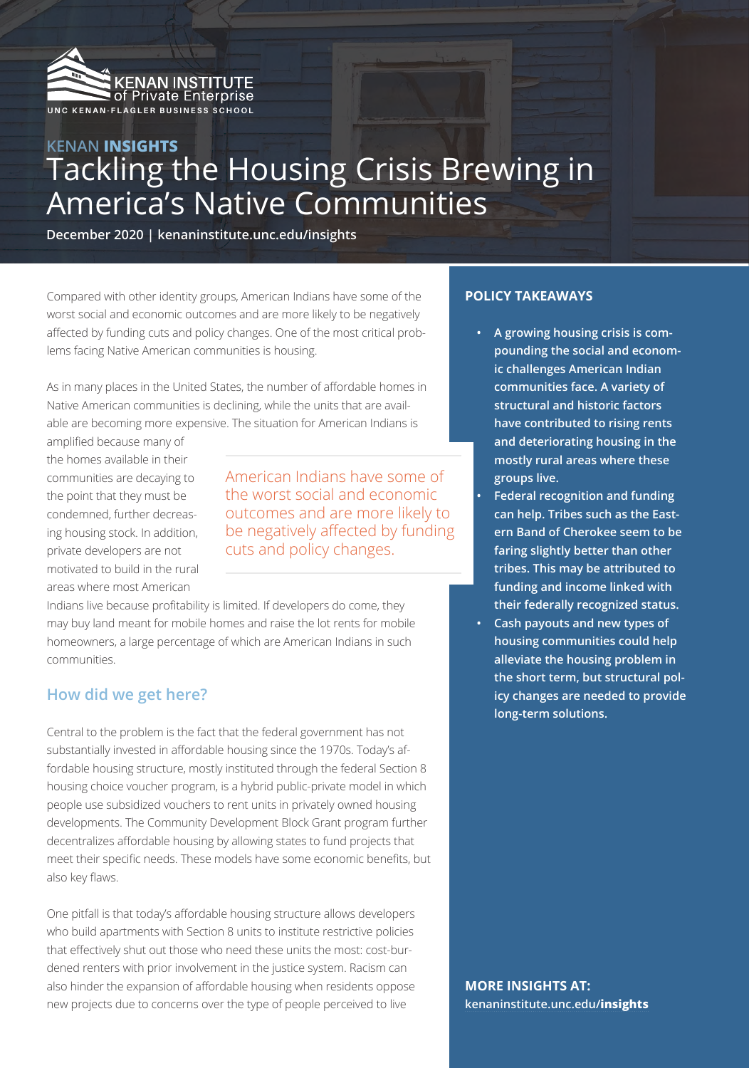KENAN INSTITUTE of Private Enterprise
UNC KENAN-FLAGLER BUSINESS SCHOOL

KENAN **INSIGHTS**

# Tackling the Housing Crisis Brewing in America's Native Communities

**December 2020 | kenaninstitute.unc.edu/insights**

Compared with other identity groups, American Indians have some of the worst social and economic outcomes and are more likely to be negatively affected by funding cuts and policy changes. One of the most critical problems facing Native American communities is housing.

As in many places in the United States, the number of affordable homes in Native American communities is declining, while the units that are available are becoming more expensive. The situation for American Indians is amplified because many of the homes available in their communities are decaying to the point that they must be condemned, further decreasing housing stock. In addition, private developers are not motivated to build in the rural areas where most American Indians live because profitability is limited. If developers do come, they may buy land meant for mobile homes and raise the lot rents for mobile homeowners, a large percentage of which are American Indians in such communities.

> American Indians have some of the worst social and economic outcomes and are more likely to be negatively affected by funding cuts and policy changes.

## How did we get here?

Central to the problem is the fact that the federal government has not substantially invested in affordable housing since the 1970s. Today's affordable housing structure, mostly instituted through the federal Section 8 housing choice voucher program, is a hybrid public-private model in which people use subsidized vouchers to rent units in privately owned housing developments. The Community Development Block Grant program further decentralizes affordable housing by allowing states to fund projects that meet their specific needs. These models have some economic benefits, but also key flaws.

One pitfall is that today's affordable housing structure allows developers who build apartments with Section 8 units to institute restrictive policies that effectively shut out those who need these units the most: cost-burdened renters with prior involvement in the justice system. Racism can also hinder the expansion of affordable housing when residents oppose new projects due to concerns over the type of people perceived to live

## POLICY TAKEAWAYS

- **A growing housing crisis is compounding the social and economic challenges American Indian communities face. A variety of structural and historic factors have contributed to rising rents and deteriorating housing in the mostly rural areas where these groups live.**
- **Federal recognition and funding can help. Tribes such as the Eastern Band of Cherokee seem to be faring slightly better than other tribes. This may be attributed to funding and income linked with their federally recognized status.**
- **Cash payouts and new types of housing communities could help alleviate the housing problem in the short term, but structural policy changes are needed to provide long-term solutions.**

**MORE INSIGHTS AT:**
kenaninstitute.unc.edu/**insights**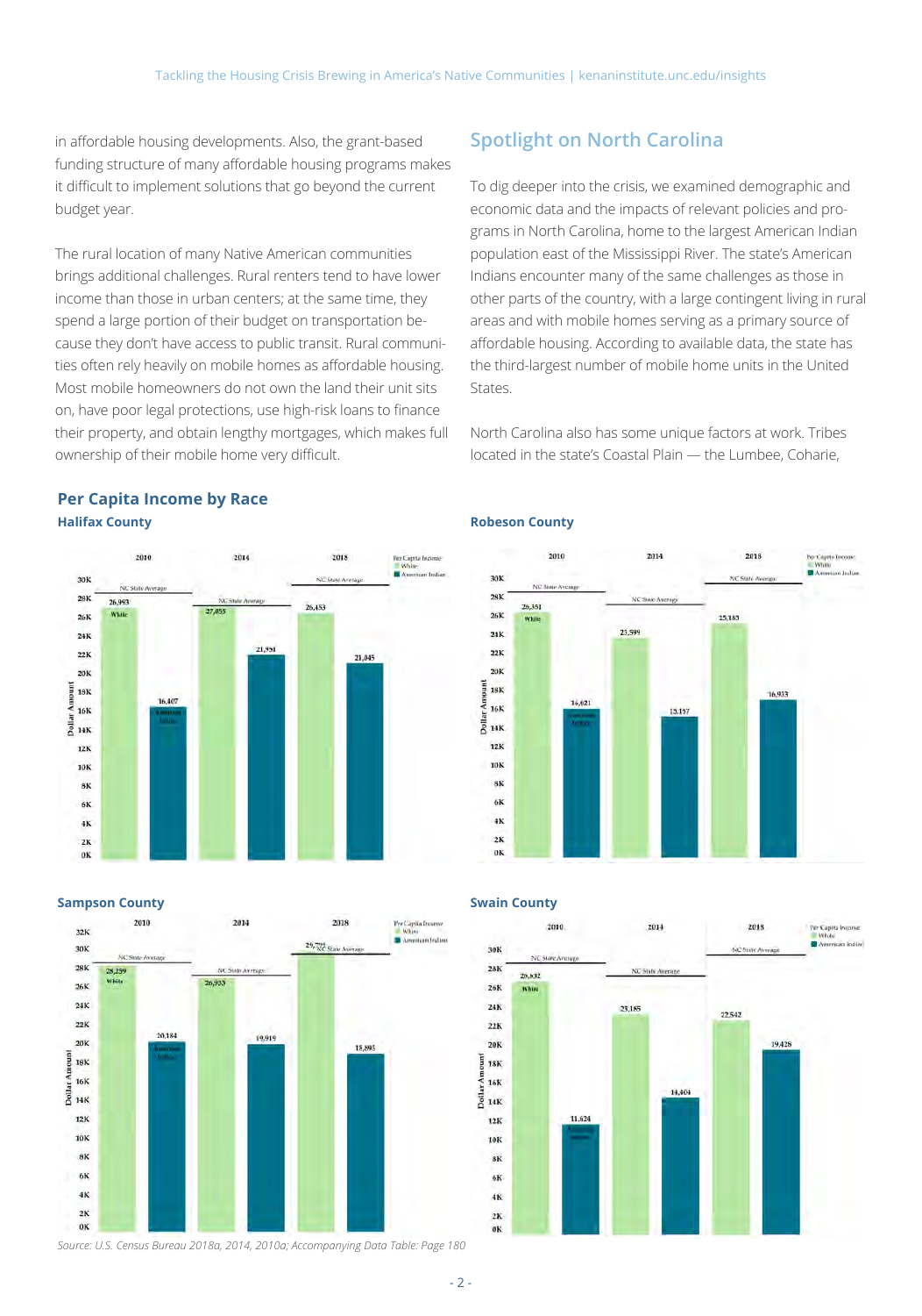in affordable housing developments. Also, the grant-based funding structure of many affordable housing programs makes it difficult to implement solutions that go beyond the current budget year.

The rural location of many Native American communities brings additional challenges. Rural renters tend to have lower income than those in urban centers; at the same time, they spend a large portion of their budget on transportation because they don't have access to public transit. Rural communities often rely heavily on mobile homes as affordable housing. Most mobile homeowners do not own the land their unit sits on, have poor legal protections, use high-risk loans to finance their property, and obtain lengthy mortgages, which makes full ownership of their mobile home very difficult.

## Spotlight on North Carolina

To dig deeper into the crisis, we examined demographic and economic data and the impacts of relevant policies and programs in North Carolina, home to the largest American Indian population east of the Mississippi River. The state's American Indians encounter many of the same challenges as those in other parts of the country, with a large contingent living in rural areas and with mobile homes serving as a primary source of affordable housing. According to available data, the state has the third-largest number of mobile home units in the United States.

North Carolina also has some unique factors at work. Tribes located in the state's Coastal Plain — the Lumbee, Coharie,

### Per Capita Income by Race

**Halifax County**

| Year | White | American Indian |
|---|---|---|
| 2010 | 26,993 | 16,407 |
| 2014 | 27,055 | 21,991 |
| 2018 | 26,453 | 21,045 |

**Robeson County**

| Year | White | American Indian |
|---|---|---|
| 2010 | 26,351 | 16,621 |
| 2014 | 23,599 | 15,157 |
| 2018 | 25,183 | 16,933 |

**Sampson County**

| Year | White | American Indian |
|---|---|---|
| 2010 | 28,259 | 20,184 |
| 2014 | 26,933 | 19,919 |
| 2018 | 29,7… | 18,895 |

**Swain County**

| Year | White | American Indian |
|---|---|---|
| 2010 | 26,932 | 11,624 |
| 2014 | 25,185 | 14,404 |
| 2018 | 22,542 | 19,428 |

*Source: U.S. Census Bureau 2018a, 2014, 2010a; Accompanying Data Table: Page 180*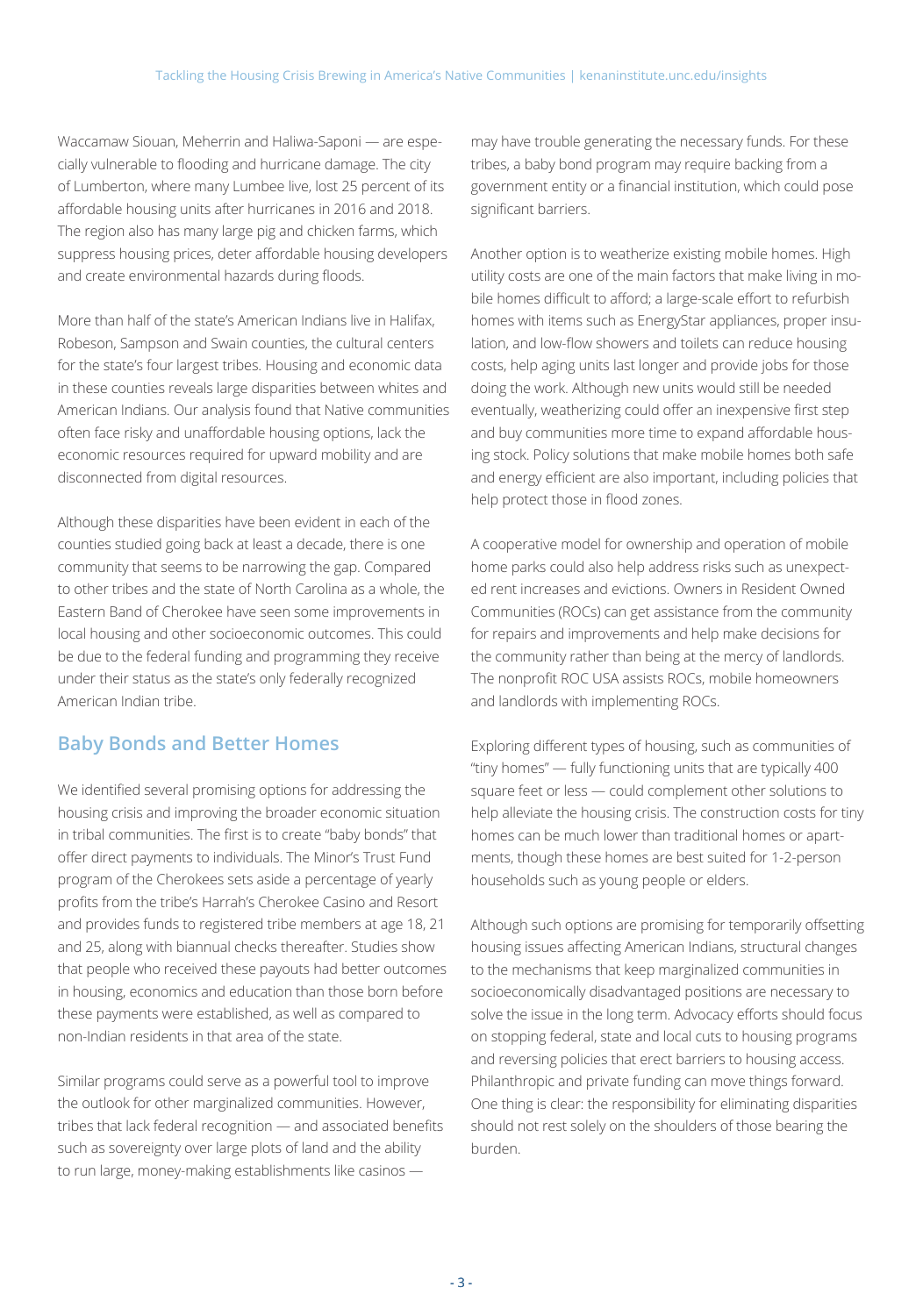Waccamaw Siouan, Meherrin and Haliwa-Saponi — are especially vulnerable to flooding and hurricane damage. The city of Lumberton, where many Lumbee live, lost 25 percent of its affordable housing units after hurricanes in 2016 and 2018. The region also has many large pig and chicken farms, which suppress housing prices, deter affordable housing developers and create environmental hazards during floods.

More than half of the state's American Indians live in Halifax, Robeson, Sampson and Swain counties, the cultural centers for the state's four largest tribes. Housing and economic data in these counties reveals large disparities between whites and American Indians. Our analysis found that Native communities often face risky and unaffordable housing options, lack the economic resources required for upward mobility and are disconnected from digital resources.

Although these disparities have been evident in each of the counties studied going back at least a decade, there is one community that seems to be narrowing the gap. Compared to other tribes and the state of North Carolina as a whole, the Eastern Band of Cherokee have seen some improvements in local housing and other socioeconomic outcomes. This could be due to the federal funding and programming they receive under their status as the state's only federally recognized American Indian tribe.

## Baby Bonds and Better Homes

We identified several promising options for addressing the housing crisis and improving the broader economic situation in tribal communities. The first is to create "baby bonds" that offer direct payments to individuals. The Minor's Trust Fund program of the Cherokees sets aside a percentage of yearly profits from the tribe's Harrah's Cherokee Casino and Resort and provides funds to registered tribe members at age 18, 21 and 25, along with biannual checks thereafter. Studies show that people who received these payouts had better outcomes in housing, economics and education than those born before these payments were established, as well as compared to non-Indian residents in that area of the state.

Similar programs could serve as a powerful tool to improve the outlook for other marginalized communities. However, tribes that lack federal recognition — and associated benefits such as sovereignty over large plots of land and the ability to run large, money-making establishments like casinos — may have trouble generating the necessary funds. For these tribes, a baby bond program may require backing from a government entity or a financial institution, which could pose significant barriers.

Another option is to weatherize existing mobile homes. High utility costs are one of the main factors that make living in mobile homes difficult to afford; a large-scale effort to refurbish homes with items such as EnergyStar appliances, proper insulation, and low-flow showers and toilets can reduce housing costs, help aging units last longer and provide jobs for those doing the work. Although new units would still be needed eventually, weatherizing could offer an inexpensive first step and buy communities more time to expand affordable housing stock. Policy solutions that make mobile homes both safe and energy efficient are also important, including policies that help protect those in flood zones.

A cooperative model for ownership and operation of mobile home parks could also help address risks such as unexpected rent increases and evictions. Owners in Resident Owned Communities (ROCs) can get assistance from the community for repairs and improvements and help make decisions for the community rather than being at the mercy of landlords. The nonprofit ROC USA assists ROCs, mobile homeowners and landlords with implementing ROCs.

Exploring different types of housing, such as communities of "tiny homes" — fully functioning units that are typically 400 square feet or less — could complement other solutions to help alleviate the housing crisis. The construction costs for tiny homes can be much lower than traditional homes or apartments, though these homes are best suited for 1-2-person households such as young people or elders.

Although such options are promising for temporarily offsetting housing issues affecting American Indians, structural changes to the mechanisms that keep marginalized communities in socioeconomically disadvantaged positions are necessary to solve the issue in the long term. Advocacy efforts should focus on stopping federal, state and local cuts to housing programs and reversing policies that erect barriers to housing access. Philanthropic and private funding can move things forward. One thing is clear: the responsibility for eliminating disparities should not rest solely on the shoulders of those bearing the burden.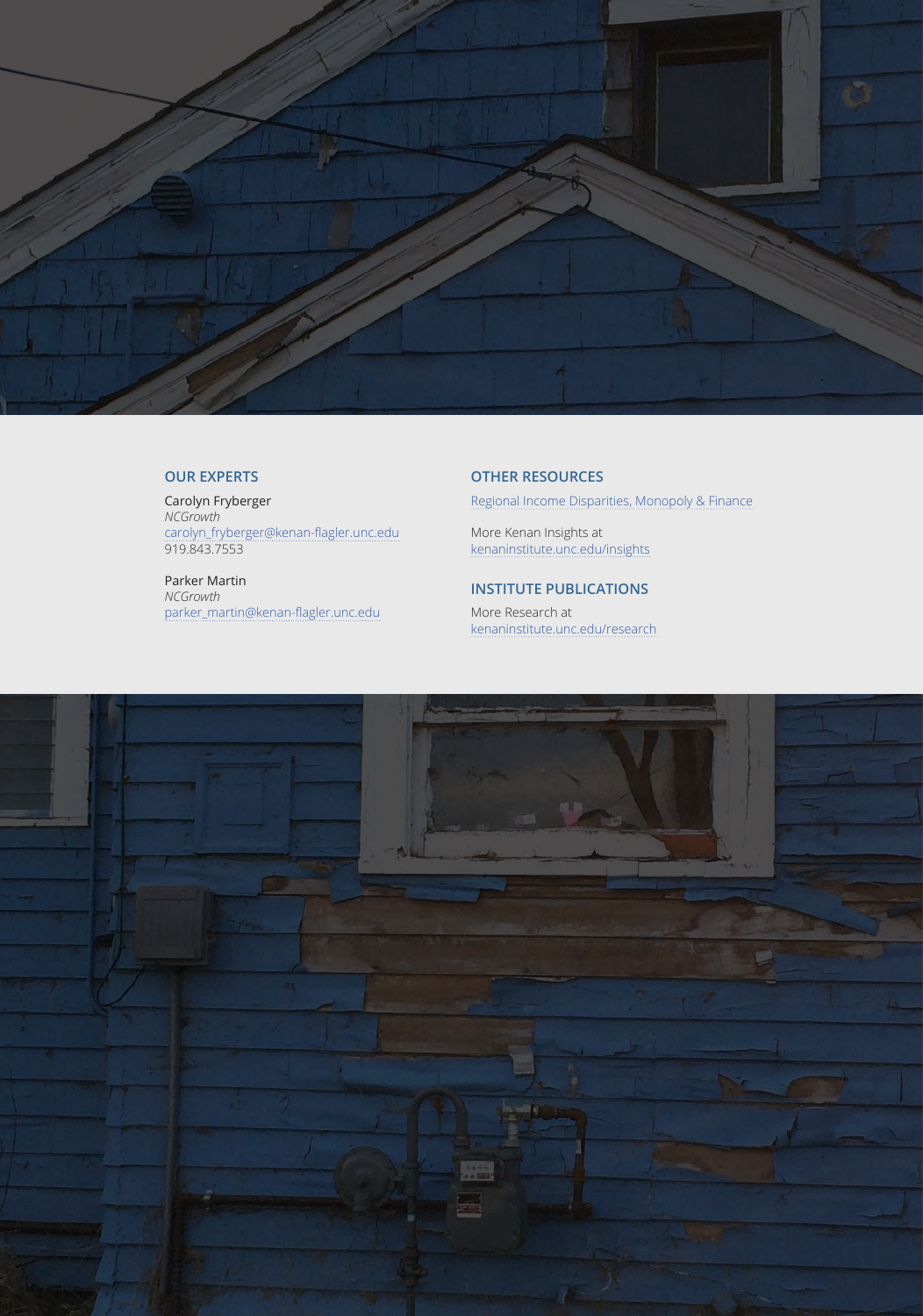## OUR EXPERTS

Carolyn Fryberger
*NCGrowth*
carolyn_fryberger@kenan-flagler.unc.edu
919.843.7553

Parker Martin
*NCGrowth*
parker_martin@kenan-flagler.unc.edu

## OTHER RESOURCES

Regional Income Disparities, Monopoly & Finance

More Kenan Insights at
kenaninstitute.unc.edu/insights

## INSTITUTE PUBLICATIONS

More Research at
kenaninstitute.unc.edu/research